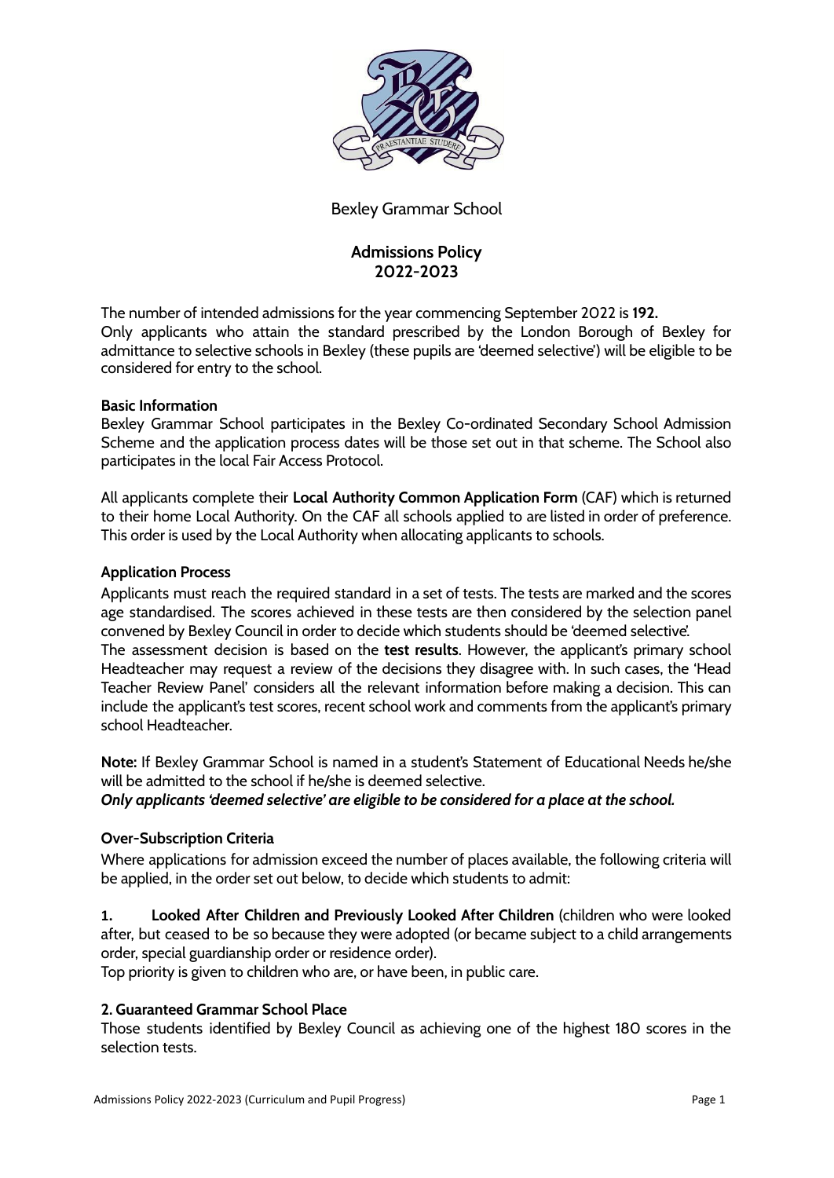Bexley Grammar School

# Admissions Policy 2022-2023

The number of intended admissions for the year commencing September 2022 is **192.**
Only applicants who attain the standard prescribed by the London Borough of Bexley for admittance to selective schools in Bexley (these pupils are 'deemed selective') will be eligible to be considered for entry to the school.

**Basic Information**
Bexley Grammar School participates in the Bexley Co-ordinated Secondary School Admission Scheme and the application process dates will be those set out in that scheme. The School also participates in the local Fair Access Protocol.

All applicants complete their **Local Authority Common Application Form** (CAF) which is returned to their home Local Authority. On the CAF all schools applied to are listed in order of preference. This order is used by the Local Authority when allocating applicants to schools.

**Application Process**
Applicants must reach the required standard in a set of tests. The tests are marked and the scores age standardised. The scores achieved in these tests are then considered by the selection panel convened by Bexley Council in order to decide which students should be 'deemed selective'.
The assessment decision is based on the **test results**. However, the applicant's primary school Headteacher may request a review of the decisions they disagree with. In such cases, the 'Head Teacher Review Panel' considers all the relevant information before making a decision. This can include the applicant's test scores, recent school work and comments from the applicant's primary school Headteacher.

**Note:** If Bexley Grammar School is named in a student's Statement of Educational Needs he/she will be admitted to the school if he/she is deemed selective.
***Only applicants 'deemed selective' are eligible to be considered for a place at the school.***

**Over-Subscription Criteria**
Where applications for admission exceed the number of places available, the following criteria will be applied, in the order set out below, to decide which students to admit:

**1. Looked After Children and Previously Looked After Children** (children who were looked after, but ceased to be so because they were adopted (or became subject to a child arrangements order, special guardianship order or residence order).
Top priority is given to children who are, or have been, in public care.

**2. Guaranteed Grammar School Place**
Those students identified by Bexley Council as achieving one of the highest 180 scores in the selection tests.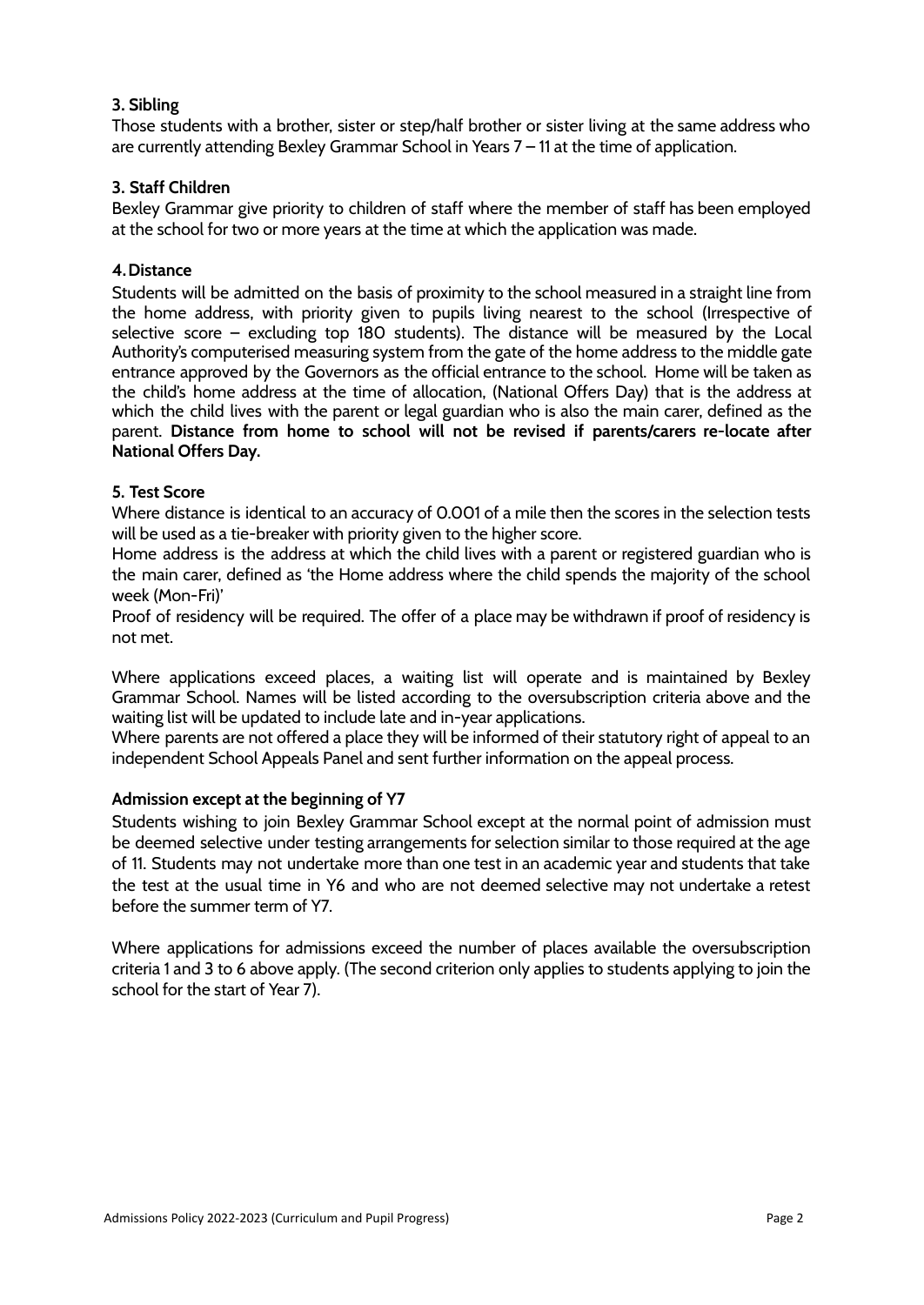**3. Sibling**

Those students with a brother, sister or step/half brother or sister living at the same address who are currently attending Bexley Grammar School in Years 7 – 11 at the time of application.

**3. Staff Children**

Bexley Grammar give priority to children of staff where the member of staff has been employed at the school for two or more years at the time at which the application was made.

**4. Distance**

Students will be admitted on the basis of proximity to the school measured in a straight line from the home address, with priority given to pupils living nearest to the school (Irrespective of selective score – excluding top 180 students). The distance will be measured by the Local Authority's computerised measuring system from the gate of the home address to the middle gate entrance approved by the Governors as the official entrance to the school. Home will be taken as the child's home address at the time of allocation, (National Offers Day) that is the address at which the child lives with the parent or legal guardian who is also the main carer, defined as the parent. **Distance from home to school will not be revised if parents/carers re-locate after National Offers Day.**

**5. Test Score**

Where distance is identical to an accuracy of 0.001 of a mile then the scores in the selection tests will be used as a tie-breaker with priority given to the higher score.

Home address is the address at which the child lives with a parent or registered guardian who is the main carer, defined as 'the Home address where the child spends the majority of the school week (Mon-Fri)'

Proof of residency will be required. The offer of a place may be withdrawn if proof of residency is not met.

Where applications exceed places, a waiting list will operate and is maintained by Bexley Grammar School. Names will be listed according to the oversubscription criteria above and the waiting list will be updated to include late and in-year applications.

Where parents are not offered a place they will be informed of their statutory right of appeal to an independent School Appeals Panel and sent further information on the appeal process.

**Admission except at the beginning of Y7**

Students wishing to join Bexley Grammar School except at the normal point of admission must be deemed selective under testing arrangements for selection similar to those required at the age of 11. Students may not undertake more than one test in an academic year and students that take the test at the usual time in Y6 and who are not deemed selective may not undertake a retest before the summer term of Y7.

Where applications for admissions exceed the number of places available the oversubscription criteria 1 and 3 to 6 above apply. (The second criterion only applies to students applying to join the school for the start of Year 7).